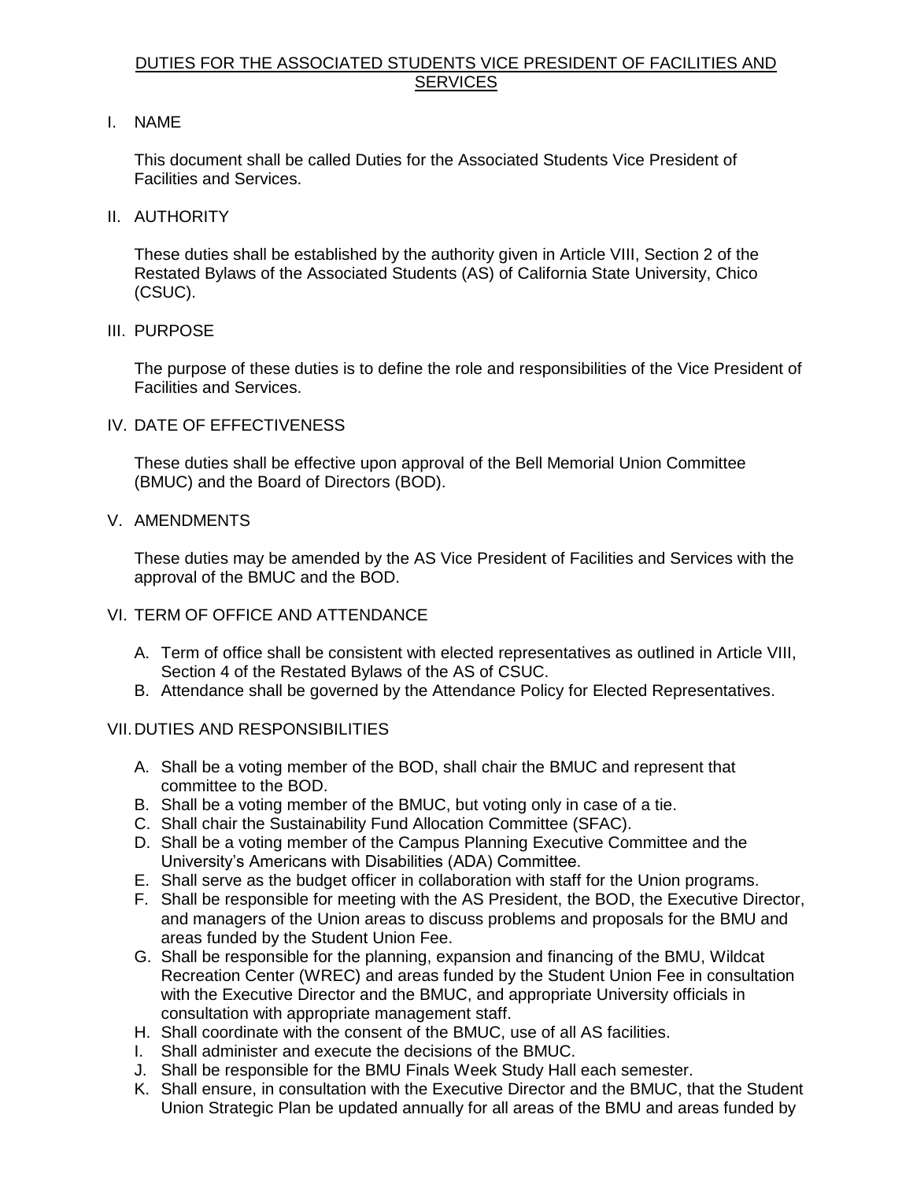# DUTIES FOR THE ASSOCIATED STUDENTS VICE PRESIDENT OF FACILITIES AND SERVICES

## I. NAME

This document shall be called Duties for the Associated Students Vice President of Facilities and Services.

## II. AUTHORITY

These duties shall be established by the authority given in Article VIII, Section 2 of the Restated Bylaws of the Associated Students (AS) of California State University, Chico (CSUC).

## III. PURPOSE

The purpose of these duties is to define the role and responsibilities of the Vice President of Facilities and Services.

## IV. DATE OF EFFECTIVENESS

These duties shall be effective upon approval of the Bell Memorial Union Committee (BMUC) and the Board of Directors (BOD).

## V. AMENDMENTS

These duties may be amended by the AS Vice President of Facilities and Services with the approval of the BMUC and the BOD.

## VI. TERM OF OFFICE AND ATTENDANCE

A. Term of office shall be consistent with elected representatives as outlined in Article VIII, Section 4 of the Restated Bylaws of the AS of CSUC.
B. Attendance shall be governed by the Attendance Policy for Elected Representatives.

## VII. DUTIES AND RESPONSIBILITIES

A. Shall be a voting member of the BOD, shall chair the BMUC and represent that committee to the BOD.
B. Shall be a voting member of the BMUC, but voting only in case of a tie.
C. Shall chair the Sustainability Fund Allocation Committee (SFAC).
D. Shall be a voting member of the Campus Planning Executive Committee and the University's Americans with Disabilities (ADA) Committee.
E. Shall serve as the budget officer in collaboration with staff for the Union programs.
F. Shall be responsible for meeting with the AS President, the BOD, the Executive Director, and managers of the Union areas to discuss problems and proposals for the BMU and areas funded by the Student Union Fee.
G. Shall be responsible for the planning, expansion and financing of the BMU, Wildcat Recreation Center (WREC) and areas funded by the Student Union Fee in consultation with the Executive Director and the BMUC, and appropriate University officials in consultation with appropriate management staff.
H. Shall coordinate with the consent of the BMUC, use of all AS facilities.
I. Shall administer and execute the decisions of the BMUC.
J. Shall be responsible for the BMU Finals Week Study Hall each semester.
K. Shall ensure, in consultation with the Executive Director and the BMUC, that the Student Union Strategic Plan be updated annually for all areas of the BMU and areas funded by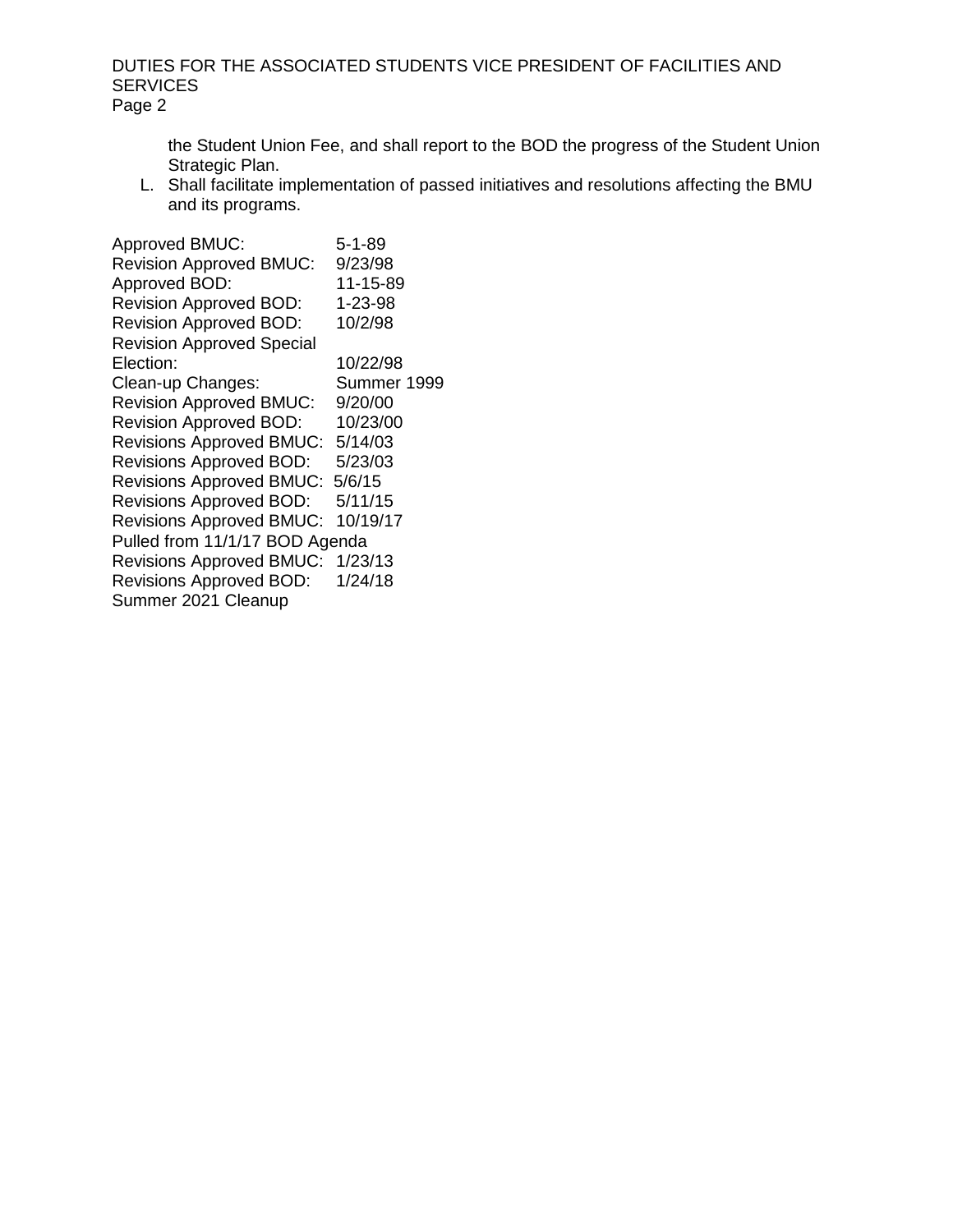the Student Union Fee, and shall report to the BOD the progress of the Student Union Strategic Plan.

L. Shall facilitate implementation of passed initiatives and resolutions affecting the BMU and its programs.

| | |
|---|---|
| Approved BMUC: | 5-1-89 |
| Revision Approved BMUC: | 9/23/98 |
| Approved BOD: | 11-15-89 |
| Revision Approved BOD: | 1-23-98 |
| Revision Approved BOD: | 10/2/98 |
| Revision Approved Special Election: | 10/22/98 |
| Clean-up Changes: | Summer 1999 |
| Revision Approved BMUC: | 9/20/00 |
| Revision Approved BOD: | 10/23/00 |
| Revisions Approved BMUC: | 5/14/03 |
| Revisions Approved BOD: | 5/23/03 |
| Revisions Approved BMUC: | 5/6/15 |
| Revisions Approved BOD: | 5/11/15 |
| Revisions Approved BMUC: | 10/19/17 |
| Pulled from 11/1/17 BOD Agenda | |
| Revisions Approved BMUC: | 1/23/13 |
| Revisions Approved BOD: | 1/24/18 |
| Summer 2021 Cleanup | |